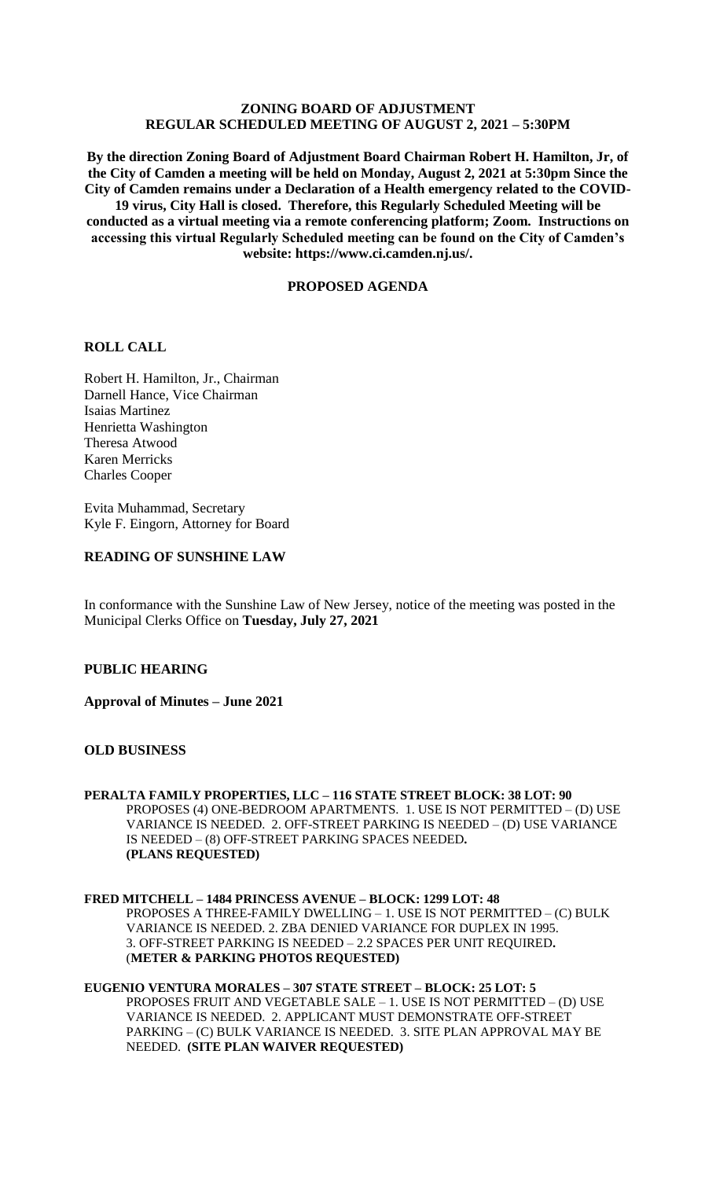**ZONING BOARD OF ADJUSTMENT**
**REGULAR SCHEDULED MEETING OF AUGUST 2, 2021 – 5:30PM**

**By the direction Zoning Board of Adjustment Board Chairman Robert H. Hamilton, Jr, of the City of Camden a meeting will be held on Monday, August 2, 2021 at 5:30pm Since the City of Camden remains under a Declaration of a Health emergency related to the COVID-19 virus, City Hall is closed. Therefore, this Regularly Scheduled Meeting will be conducted as a virtual meeting via a remote conferencing platform; Zoom. Instructions on accessing this virtual Regularly Scheduled meeting can be found on the City of Camden's website: https://www.ci.camden.nj.us/.**

**PROPOSED AGENDA**

**ROLL CALL**

Robert H. Hamilton, Jr., Chairman
Darnell Hance, Vice Chairman
Isaias Martinez
Henrietta Washington
Theresa Atwood
Karen Merricks
Charles Cooper

Evita Muhammad, Secretary
Kyle F. Eingorn, Attorney for Board

**READING OF SUNSHINE LAW**

In conformance with the Sunshine Law of New Jersey, notice of the meeting was posted in the Municipal Clerks Office on **Tuesday, July 27, 2021**

**PUBLIC HEARING**

**Approval of Minutes – June 2021**

**OLD BUSINESS**

**PERALTA FAMILY PROPERTIES, LLC – 116 STATE STREET BLOCK: 38 LOT: 90**
PROPOSES (4) ONE-BEDROOM APARTMENTS. 1. USE IS NOT PERMITTED – (D) USE VARIANCE IS NEEDED. 2. OFF-STREET PARKING IS NEEDED – (D) USE VARIANCE IS NEEDED – (8) OFF-STREET PARKING SPACES NEEDED**.**
**(PLANS REQUESTED)**

**FRED MITCHELL – 1484 PRINCESS AVENUE – BLOCK: 1299 LOT: 48**
PROPOSES A THREE-FAMILY DWELLING – 1. USE IS NOT PERMITTED – (C) BULK VARIANCE IS NEEDED. 2. ZBA DENIED VARIANCE FOR DUPLEX IN 1995. 3. OFF-STREET PARKING IS NEEDED – 2.2 SPACES PER UNIT REQUIRED**.**
(**METER & PARKING PHOTOS REQUESTED)**

**EUGENIO VENTURA MORALES – 307 STATE STREET – BLOCK: 25 LOT: 5**
PROPOSES FRUIT AND VEGETABLE SALE – 1. USE IS NOT PERMITTED – (D) USE VARIANCE IS NEEDED. 2. APPLICANT MUST DEMONSTRATE OFF-STREET PARKING – (C) BULK VARIANCE IS NEEDED. 3. SITE PLAN APPROVAL MAY BE NEEDED. **(SITE PLAN WAIVER REQUESTED)**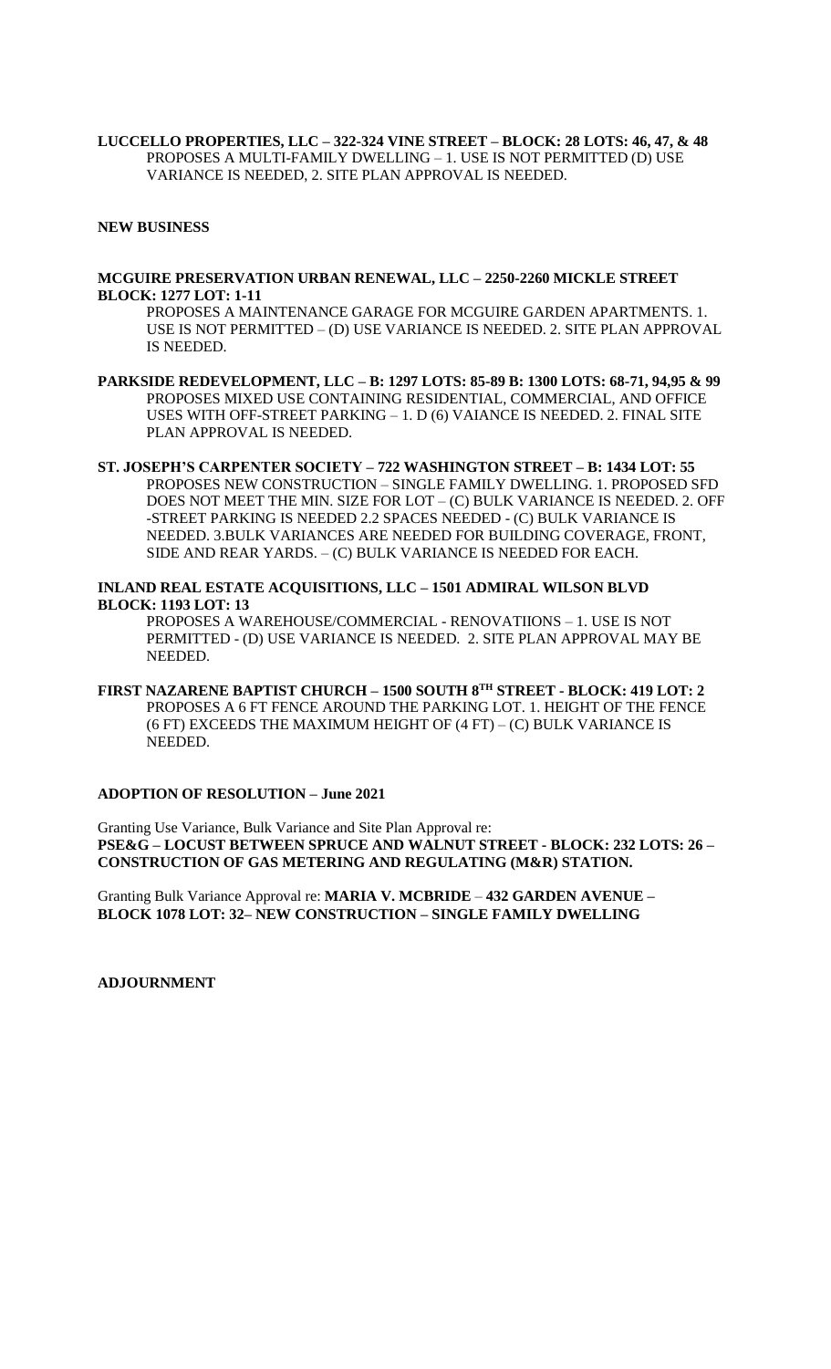**LUCCELLO PROPERTIES, LLC – 322-324 VINE STREET – BLOCK: 28 LOTS: 46, 47, & 48**
PROPOSES A MULTI-FAMILY DWELLING – 1. USE IS NOT PERMITTED (D) USE VARIANCE IS NEEDED, 2. SITE PLAN APPROVAL IS NEEDED.

**NEW BUSINESS**

**MCGUIRE PRESERVATION URBAN RENEWAL, LLC – 2250-2260 MICKLE STREET BLOCK: 1277 LOT: 1-11**
PROPOSES A MAINTENANCE GARAGE FOR MCGUIRE GARDEN APARTMENTS. 1. USE IS NOT PERMITTED – (D) USE VARIANCE IS NEEDED. 2. SITE PLAN APPROVAL IS NEEDED.

**PARKSIDE REDEVELOPMENT, LLC – B: 1297 LOTS: 85-89 B: 1300 LOTS: 68-71, 94,95 & 99**
PROPOSES MIXED USE CONTAINING RESIDENTIAL, COMMERCIAL, AND OFFICE USES WITH OFF-STREET PARKING – 1. D (6) VAIANCE IS NEEDED. 2. FINAL SITE PLAN APPROVAL IS NEEDED.

**ST. JOSEPH'S CARPENTER SOCIETY – 722 WASHINGTON STREET – B: 1434 LOT: 55**
PROPOSES NEW CONSTRUCTION – SINGLE FAMILY DWELLING. 1. PROPOSED SFD DOES NOT MEET THE MIN. SIZE FOR LOT – (C) BULK VARIANCE IS NEEDED. 2. OFF -STREET PARKING IS NEEDED 2.2 SPACES NEEDED - (C) BULK VARIANCE IS NEEDED. 3.BULK VARIANCES ARE NEEDED FOR BUILDING COVERAGE, FRONT, SIDE AND REAR YARDS. – (C) BULK VARIANCE IS NEEDED FOR EACH.

**INLAND REAL ESTATE ACQUISITIONS, LLC – 1501 ADMIRAL WILSON BLVD BLOCK: 1193 LOT: 13**
PROPOSES A WAREHOUSE/COMMERCIAL - RENOVATIIONS – 1. USE IS NOT PERMITTED - (D) USE VARIANCE IS NEEDED. 2. SITE PLAN APPROVAL MAY BE NEEDED.

**FIRST NAZARENE BAPTIST CHURCH – 1500 SOUTH 8TH STREET - BLOCK: 419 LOT: 2**
PROPOSES A 6 FT FENCE AROUND THE PARKING LOT. 1. HEIGHT OF THE FENCE (6 FT) EXCEEDS THE MAXIMUM HEIGHT OF (4 FT) – (C) BULK VARIANCE IS NEEDED.

**ADOPTION OF RESOLUTION – June 2021**

Granting Use Variance, Bulk Variance and Site Plan Approval re: **PSE&G – LOCUST BETWEEN SPRUCE AND WALNUT STREET - BLOCK: 232 LOTS: 26 – CONSTRUCTION OF GAS METERING AND REGULATING (M&R) STATION.**

Granting Bulk Variance Approval re: **MARIA V. MCBRIDE** – **432 GARDEN AVENUE – BLOCK 1078 LOT: 32– NEW CONSTRUCTION – SINGLE FAMILY DWELLING**

**ADJOURNMENT**